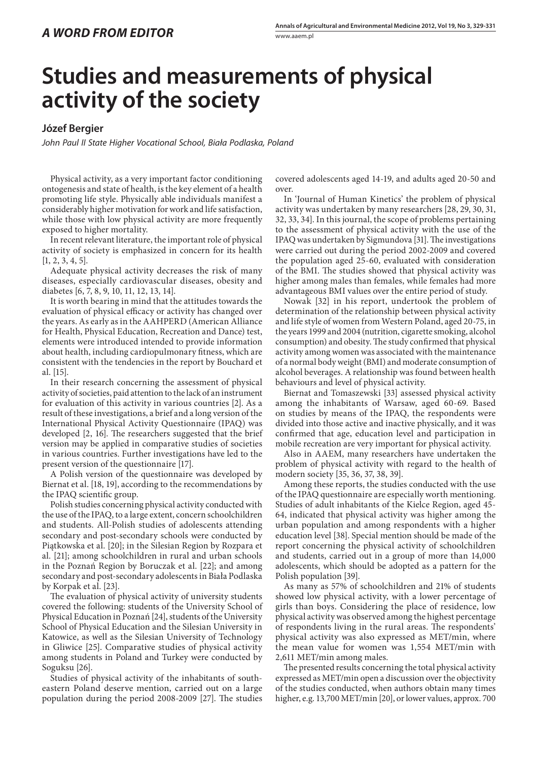*A WORD FROM EDITOR*

# Studies and measurements of physical activity of the society

**Józef Bergier**

*John Paul II State Higher Vocational School, Biała Podlaska, Poland*

Physical activity, as a very important factor conditioning ontogenesis and state of health, is the key element of a health promoting life style. Physically able individuals manifest a considerably higher motivation for work and life satisfaction, while those with low physical activity are more frequently exposed to higher mortality.

In recent relevant literature, the important role of physical activity of society is emphasized in concern for its health [1, 2, 3, 4, 5].

Adequate physical activity decreases the risk of many diseases, especially cardiovascular diseases, obesity and diabetes [6, 7, 8, 9, 10, 11, 12, 13, 14].

It is worth bearing in mind that the attitudes towards the evaluation of physical efficacy or activity has changed over the years. As early as in the AAHPERD (American Alliance for Health, Physical Education, Recreation and Dance) test, elements were introduced intended to provide information about health, including cardiopulmonary fitness, which are consistent with the tendencies in the report by Bouchard et al. [15].

In their research concerning the assessment of physical activity of societies, paid attention to the lack of an instrument for evaluation of this activity in various countries [2]. As a result of these investigations, a brief and a long version of the International Physical Activity Questionnaire (IPAQ) was developed [2, 16]. The researchers suggested that the brief version may be applied in comparative studies of societies in various countries. Further investigations have led to the present version of the questionnaire [17].

A Polish version of the questionnaire was developed by Biernat et al. [18, 19], according to the recommendations by the IPAQ scientific group.

Polish studies concerning physical activity conducted with the use of the IPAQ, to a large extent, concern schoolchildren and students. All-Polish studies of adolescents attending secondary and post-secondary schools were conducted by Piątkowska et al. [20]; in the Silesian Region by Rozpara et al. [21]; among schoolchildren in rural and urban schools in the Poznań Region by Boruczak et al. [22]; and among secondary and post-secondary adolescents in Biała Podlaska by Korpak et al. [23].

The evaluation of physical activity of university students covered the following: students of the University School of Physical Education in Poznań [24], students of the University School of Physical Education and the Silesian University in Katowice, as well as the Silesian University of Technology in Gliwice [25]. Comparative studies of physical activity among students in Poland and Turkey were conducted by Soguksu [26].

Studies of physical activity of the inhabitants of south-eastern Poland deserve mention, carried out on a large population during the period 2008-2009 [27]. The studies covered adolescents aged 14-19, and adults aged 20-50 and over.

In 'Journal of Human Kinetics' the problem of physical activity was undertaken by many researchers [28, 29, 30, 31, 32, 33, 34]. In this journal, the scope of problems pertaining to the assessment of physical activity with the use of the IPAQ was undertaken by Sigmundova [31]. The investigations were carried out during the period 2002-2009 and covered the population aged 25-60, evaluated with consideration of the BMI. The studies showed that physical activity was higher among males than females, while females had more advantageous BMI values over the entire period of study.

Nowak [32] in his report, undertook the problem of determination of the relationship between physical activity and life style of women from Western Poland, aged 20-75, in the years 1999 and 2004 (nutrition, cigarette smoking, alcohol consumption) and obesity. The study confirmed that physical activity among women was associated with the maintenance of a normal body weight (BMI) and moderate consumption of alcohol beverages. A relationship was found between health behaviours and level of physical activity.

Biernat and Tomaszewski [33] assessed physical activity among the inhabitants of Warsaw, aged 60-69. Based on studies by means of the IPAQ, the respondents were divided into those active and inactive physically, and it was confirmed that age, education level and participation in mobile recreation are very important for physical activity.

Also in AAEM, many researchers have undertaken the problem of physical activity with regard to the health of modern society [35, 36, 37, 38, 39].

Among these reports, the studies conducted with the use of the IPAQ questionnaire are especially worth mentioning. Studies of adult inhabitants of the Kielce Region, aged 45-64, indicated that physical activity was higher among the urban population and among respondents with a higher education level [38]. Special mention should be made of the report concerning the physical activity of schoolchildren and students, carried out in a group of more than 14,000 adolescents, which should be adopted as a pattern for the Polish population [39].

As many as 57% of schoolchildren and 21% of students showed low physical activity, with a lower percentage of girls than boys. Considering the place of residence, low physical activity was observed among the highest percentage of respondents living in the rural areas. The respondents' physical activity was also expressed as MET/min, where the mean value for women was 1,554 MET/min with 2,611 MET/min among males.

The presented results concerning the total physical activity expressed as MET/min open a discussion over the objectivity of the studies conducted, when authors obtain many times higher, e.g. 13,700 MET/min [20], or lower values, approx. 700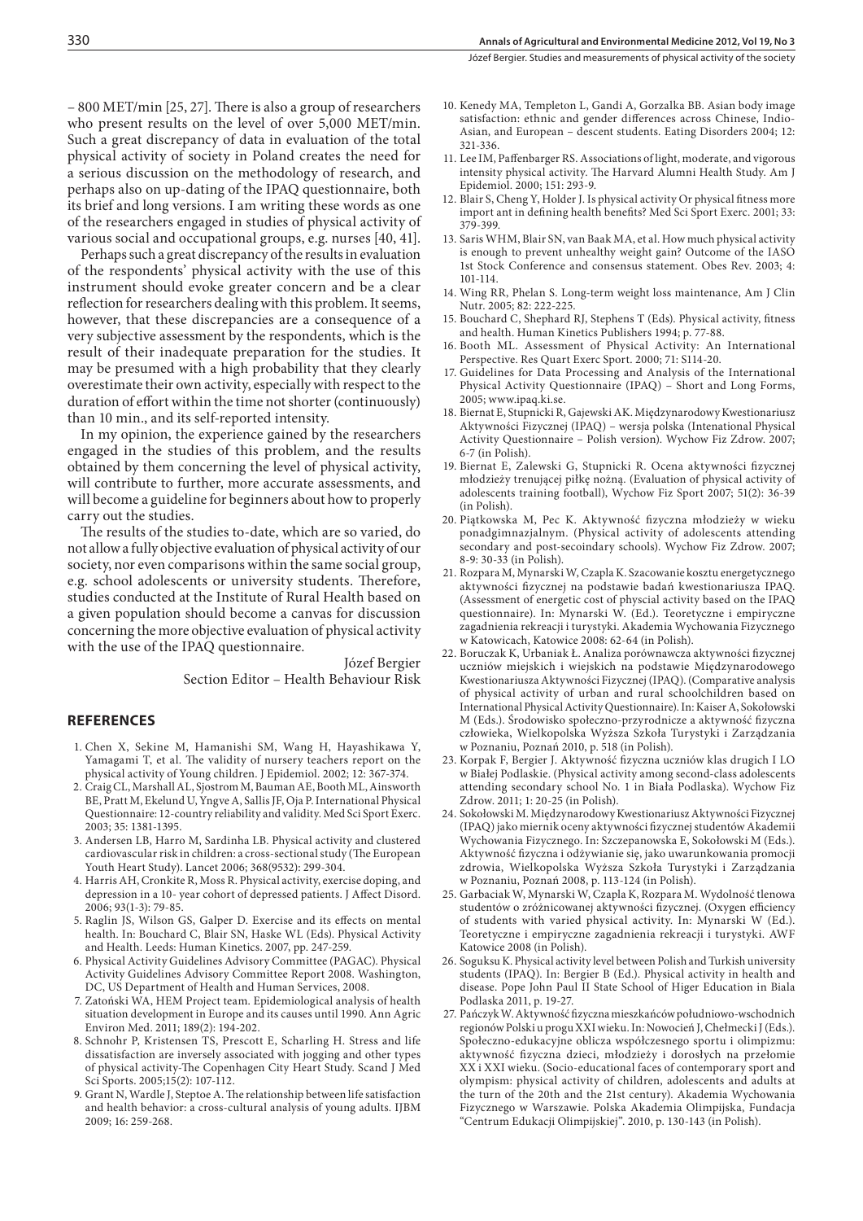– 800 MET/min [25, 27]. There is also a group of researchers who present results on the level of over 5,000 MET/min. Such a great discrepancy of data in evaluation of the total physical activity of society in Poland creates the need for a serious discussion on the methodology of research, and perhaps also on up-dating of the IPAQ questionnaire, both its brief and long versions. I am writing these words as one of the researchers engaged in studies of physical activity of various social and occupational groups, e.g. nurses [40, 41].

Perhaps such a great discrepancy of the results in evaluation of the respondents' physical activity with the use of this instrument should evoke greater concern and be a clear reflection for researchers dealing with this problem. It seems, however, that these discrepancies are a consequence of a very subjective assessment by the respondents, which is the result of their inadequate preparation for the studies. It may be presumed with a high probability that they clearly overestimate their own activity, especially with respect to the duration of effort within the time not shorter (continuously) than 10 min., and its self-reported intensity.

In my opinion, the experience gained by the researchers engaged in the studies of this problem, and the results obtained by them concerning the level of physical activity, will contribute to further, more accurate assessments, and will become a guideline for beginners about how to properly carry out the studies.

The results of the studies to-date, which are so varied, do not allow a fully objective evaluation of physical activity of our society, nor even comparisons within the same social group, e.g. school adolescents or university students. Therefore, studies conducted at the Institute of Rural Health based on a given population should become a canvas for discussion concerning the more objective evaluation of physical activity with the use of the IPAQ questionnaire.

Józef Bergier
Section Editor – Health Behaviour Risk

## REFERENCES

1. Chen X, Sekine M, Hamanishi SM, Wang H, Hayashikawa Y, Yamagami T, et al. The validity of nursery teachers report on the physical activity of Young children. J Epidemiol. 2002; 12: 367-374.
2. Craig CL, Marshall AL, Sjostrom M, Bauman AE, Booth ML, Ainsworth BE, Pratt M, Ekelund U, Yngve A, Sallis JF, Oja P. International Physical Questionnaire: 12-country reliability and validity. Med Sci Sport Exerc. 2003; 35: 1381-1395.
3. Andersen LB, Harro M, Sardinha LB. Physical activity and clustered cardiovascular risk in children: a cross-sectional study (The European Youth Heart Study). Lancet 2006; 368(9532): 299-304.
4. Harris AH, Cronkite R, Moss R. Physical activity, exercise doping, and depression in a 10- year cohort of depressed patients. J Affect Disord. 2006; 93(1-3): 79-85.
5. Raglin JS, Wilson GS, Galper D. Exercise and its effects on mental health. In: Bouchard C, Blair SN, Haske WL (Eds). Physical Activity and Health. Leeds: Human Kinetics. 2007, pp. 247-259.
6. Physical Activity Guidelines Advisory Committee (PAGAC). Physical Activity Guidelines Advisory Committee Report 2008. Washington, DC, US Department of Health and Human Services, 2008.
7. Zatoński WA, HEM Project team. Epidemiological analysis of health situation development in Europe and its causes until 1990. Ann Agric Environ Med. 2011; 189(2): 194-202.
8. Schnohr P, Kristensen TS, Prescott E, Scharling H. Stress and life dissatisfaction are inversely associated with jogging and other types of physical activity-The Copenhagen City Heart Study. Scand J Med Sci Sports. 2005;15(2): 107-112.
9. Grant N, Wardle J, Steptoe A. The relationship between life satisfaction and health behavior: a cross-cultural analysis of young adults. IJBM 2009; 16: 259-268.
10. Kenedy MA, Templeton L, Gandi A, Gorzalka BB. Asian body image satisfaction: ethnic and gender differences across Chinese, Indio-Asian, and European – descent students. Eating Disorders 2004; 12: 321-336.
11. Lee IM, Paffenbarger RS. Associations of light, moderate, and vigorous intensity physical activity. The Harvard Alumni Health Study. Am J Epidemiol. 2000; 151: 293-9.
12. Blair S, Cheng Y, Holder J. Is physical activity Or physical fitness more import ant in defining health benefits? Med Sci Sport Exerc. 2001; 33: 379-399.
13. Saris WHM, Blair SN, van Baak MA, et al. How much physical activity is enough to prevent unhealthy weight gain? Outcome of the IASO 1st Stock Conference and consensus statement. Obes Rev. 2003; 4: 101-114.
14. Wing RR, Phelan S. Long-term weight loss maintenance, Am J Clin Nutr. 2005; 82: 222-225.
15. Bouchard C, Shephard RJ, Stephens T (Eds). Physical activity, fitness and health. Human Kinetics Publishers 1994; p. 77-88.
16. Booth ML. Assessment of Physical Activity: An International Perspective. Res Quart Exerc Sport. 2000; 71: S114-20.
17. Guidelines for Data Processing and Analysis of the International Physical Activity Questionnaire (IPAQ) – Short and Long Forms, 2005; www.ipaq.ki.se.
18. Biernat E, Stupnicki R, Gajewski AK. Międzynarodowy Kwestionariusz Aktywności Fizycznej (IPAQ) – wersja polska (Intenational Physical Activity Questionnaire – Polish version). Wychow Fiz Zdrow. 2007; 6-7 (in Polish).
19. Biernat E, Zalewski G, Stupnicki R. Ocena aktywności fizycznej młodzieży trenującej piłkę nożną. (Evaluation of physical activity of adolescents training football), Wychow Fiz Sport 2007; 51(2): 36-39 (in Polish).
20. Piątkowska M, Pec K. Aktywność fizyczna młodzieży w wieku ponadgimnazjalnym. (Physical activity of adolescents attending secondary and post-secoindary schools). Wychow Fiz Zdrow. 2007; 8-9: 30-33 (in Polish).
21. Rozpara M, Mynarski W, Czapla K. Szacowanie kosztu energetycznego aktywności fizycznej na podstawie badań kwestionariusza IPAQ. (Assessment of energetic cost of physcial activity based on the IPAQ questionnaire). In: Mynarski W. (Ed.). Teoretyczne i empiryczne zagadnienia rekreacji i turystyki. Akademia Wychowania Fizycznego w Katowicach, Katowice 2008: 62-64 (in Polish).
22. Boruczak K, Urbaniak Ł. Analiza porównawcza aktywności fizycznej uczniów miejskich i wiejskich na podstawie Międzynarodowego Kwestionariusza Aktywności Fizycznej (IPAQ). (Comparative analysis of physical activity of urban and rural schoolchildren based on International Physical Activity Questionnaire). In: Kaiser A, Sokołowski M (Eds.). Środowisko społeczno-przyrodnicze a aktywność fizyczna człowieka, Wielkopolska Wyższa Szkoła Turystyki i Zarządzania w Poznaniu, Poznań 2010, p. 518 (in Polish).
23. Korpak F, Bergier J. Aktywność fizyczna uczniów klas drugich I LO w Białej Podlaskie. (Physical activity among second-class adolescents attending secondary school No. 1 in Biała Podlaska). Wychow Fiz Zdrow. 2011; 1: 20-25 (in Polish).
24. Sokołowski M. Międzynarodowy Kwestionariusz Aktywności Fizycznej (IPAQ) jako miernik oceny aktywności fizycznej studentów Akademii Wychowania Fizycznego. In: Szczepanowska E, Sokołowski M (Eds.). Aktywność fizyczna i odżywianie się, jako uwarunkowania promocji zdrowia, Wielkopolska Wyższa Szkoła Turystyki i Zarządzania w Poznaniu, Poznań 2008, p. 113-124 (in Polish).
25. Garbaciak W, Mynarski W, Czapla K, Rozpara M. Wydolność tlenowa studentów o zróżnicowanej aktywności fizycznej. (Oxygen efficiency of students with varied physical activity. In: Mynarski W (Ed.). Teoretyczne i empiryczne zagadnienia rekreacji i turystyki. AWF Katowice 2008 (in Polish).
26. Soguksu K. Physical activity level between Polish and Turkish university students (IPAQ). In: Bergier B (Ed.). Physical activity in health and disease. Pope John Paul II State School of Higer Education in Biala Podlaska 2011, p. 19-27.
27. Pańczyk W. Aktywność fizyczna mieszkańców południowo-wschodnich regionów Polski u progu XXI wieku. In: Nowocień J, Chełmecki J (Eds.). Społeczno-edukacyjne oblicza współczesnego sportu i olimpizmu: aktywność fizyczna dzieci, młodzieży i dorosłych na przełomie XX i XXI wieku. (Socio-educational faces of contemporary sport and olympism: physical activity of children, adolescents and adults at the turn of the 20th and the 21st century). Akademia Wychowania Fizycznego w Warszawie. Polska Akademia Olimpijska, Fundacja "Centrum Edukacji Olimpijskiej". 2010, p. 130-143 (in Polish).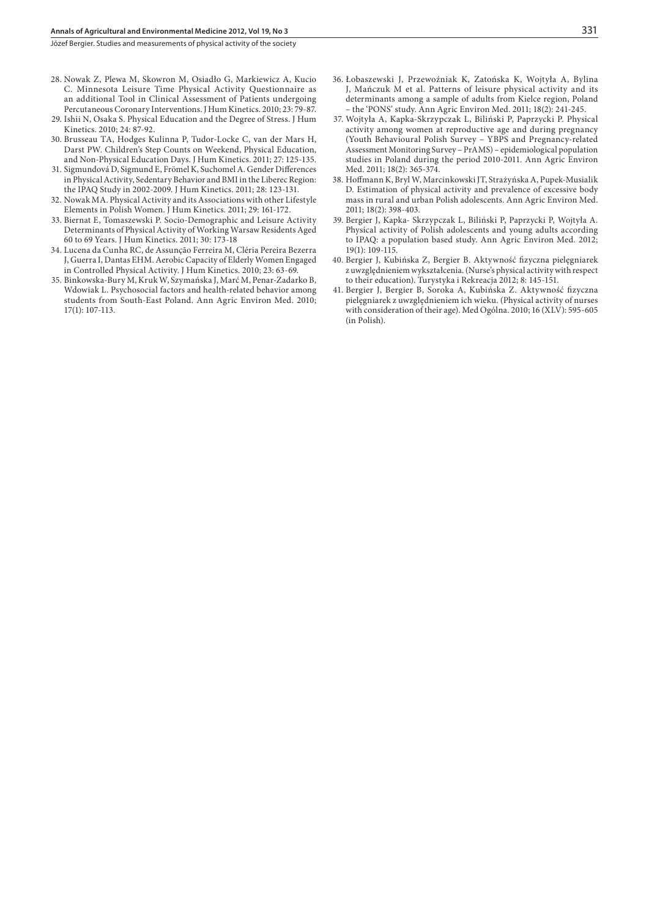28. Nowak Z, Plewa M, Skowron M, Osiadło G, Markiewicz A, Kucio C. Minnesota Leisure Time Physical Activity Questionnaire as an additional Tool in Clinical Assessment of Patients undergoing Percutaneous Coronary Interventions. J Hum Kinetics. 2010; 23: 79-87.
29. Ishii N, Osaka S. Physical Education and the Degree of Stress. J Hum Kinetics. 2010; 24: 87-92.
30. Brusseau TA, Hodges Kulinna P, Tudor-Locke C, van der Mars H, Darst PW. Children's Step Counts on Weekend, Physical Education, and Non-Physical Education Days. J Hum Kinetics. 2011; 27: 125-135.
31. Sigmundová D, Sigmund E, Frömel K, Suchomel A. Gender Differences in Physical Activity, Sedentary Behavior and BMI in the Liberec Region: the IPAQ Study in 2002-2009. J Hum Kinetics. 2011; 28: 123-131.
32. Nowak MA. Physical Activity and its Associations with other Lifestyle Elements in Polish Women. J Hum Kinetics. 2011; 29: 161-172.
33. Biernat E, Tomaszewski P. Socio-Demographic and Leisure Activity Determinants of Physical Activity of Working Warsaw Residents Aged 60 to 69 Years. J Hum Kinetics. 2011; 30: 173-18
34. Lucena da Cunha RC, de Assunção Ferreira M, Cléria Pereira Bezerra J, Guerra I, Dantas EHM. Aerobic Capacity of Elderly Women Engaged in Controlled Physical Activity. J Hum Kinetics. 2010; 23: 63-69.
35. Binkowska-Bury M, Kruk W, Szymańska J, Marć M, Penar-Zadarko B, Wdowiak L. Psychosocial factors and health-related behavior among students from South-East Poland. Ann Agric Environ Med. 2010; 17(1): 107-113.
36. Łobaszewski J, Przewoźniak K, Zatońska K, Wojtyła A, Bylina J, Mańczuk M et al. Patterns of leisure physical activity and its determinants among a sample of adults from Kielce region, Poland – the 'PONS' study. Ann Agric Environ Med. 2011; 18(2): 241-245.
37. Wojtyła A, Kapka-Skrzypczak L, Biliński P, Paprzycki P. Physical activity among women at reproductive age and during pregnancy (Youth Behavioural Polish Survey – YBPS and Pregnancy-related Assessment Monitoring Survey – PrAMS) – epidemiological population studies in Poland during the period 2010-2011. Ann Agric Environ Med. 2011; 18(2): 365-374.
38. Hoffmann K, Bryl W, Marcinkowski JT, Strażyńska A, Pupek-Musialik D. Estimation of physical activity and prevalence of excessive body mass in rural and urban Polish adolescents. Ann Agric Environ Med. 2011; 18(2): 398-403.
39. Bergier J, Kapka- Skrzypczak L, Biliński P, Paprzycki P, Wojtyła A. Physical activity of Polish adolescents and young adults according to IPAQ: a population based study. Ann Agric Environ Med. 2012; 19(1): 109-115.
40. Bergier J, Kubińska Z, Bergier B. Aktywność fizyczna pielęgniarek z uwzględnieniem wykształcenia. (Nurse's physical activity with respect to their education). Turystyka i Rekreacja 2012; 8: 145-151.
41. Bergier J, Bergier B, Soroka A, Kubińska Z. Aktywność fizyczna pielęgniarek z uwzględnieniem ich wieku. (Physical activity of nurses with consideration of their age). Med Ogólna. 2010; 16 (XLV): 595-605 (in Polish).